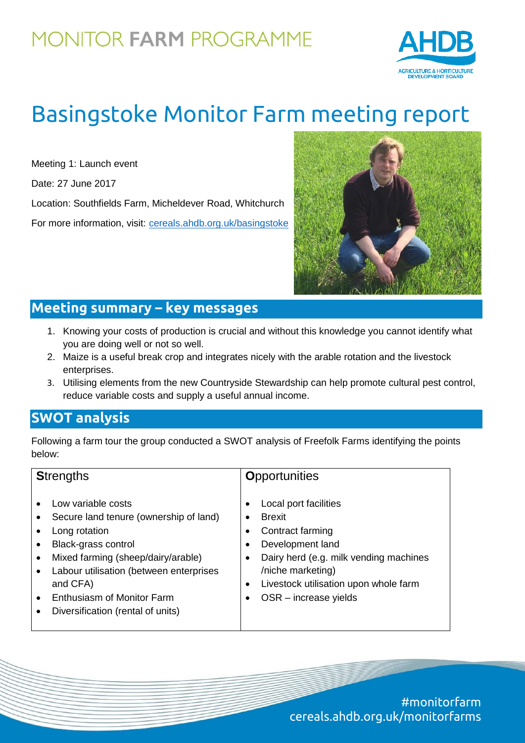# MONITOR FARM PROGRAMME

# Basingstoke Monitor Farm meeting report

Meeting 1: Launch event

Date: 27 June 2017

Location: Southfields Farm, Micheldever Road, Whitchurch

For more information, visit: cereals.ahdb.org.uk/basingstoke

## Meeting summary – key messages

1. Knowing your costs of production is crucial and without this knowledge you cannot identify what you are doing well or not so well.
2. Maize is a useful break crop and integrates nicely with the arable rotation and the livestock enterprises.
3. Utilising elements from the new Countryside Stewardship can help promote cultural pest control, reduce variable costs and supply a useful annual income.

## SWOT analysis

Following a farm tour the group conducted a SWOT analysis of Freefolk Farms identifying the points below:

| **S**trengths | **O**pportunities |
|---|---|
| • Low variable costs<br>• Secure land tenure (ownership of land)<br>• Long rotation<br>• Black-grass control<br>• Mixed farming (sheep/dairy/arable)<br>• Labour utilisation (between enterprises and CFA)<br>• Enthusiasm of Monitor Farm<br>• Diversification (rental of units) | • Local port facilities<br>• Brexit<br>• Contract farming<br>• Development land<br>• Dairy herd (e.g. milk vending machines /niche marketing)<br>• Livestock utilisation upon whole farm<br>• OSR – increase yields |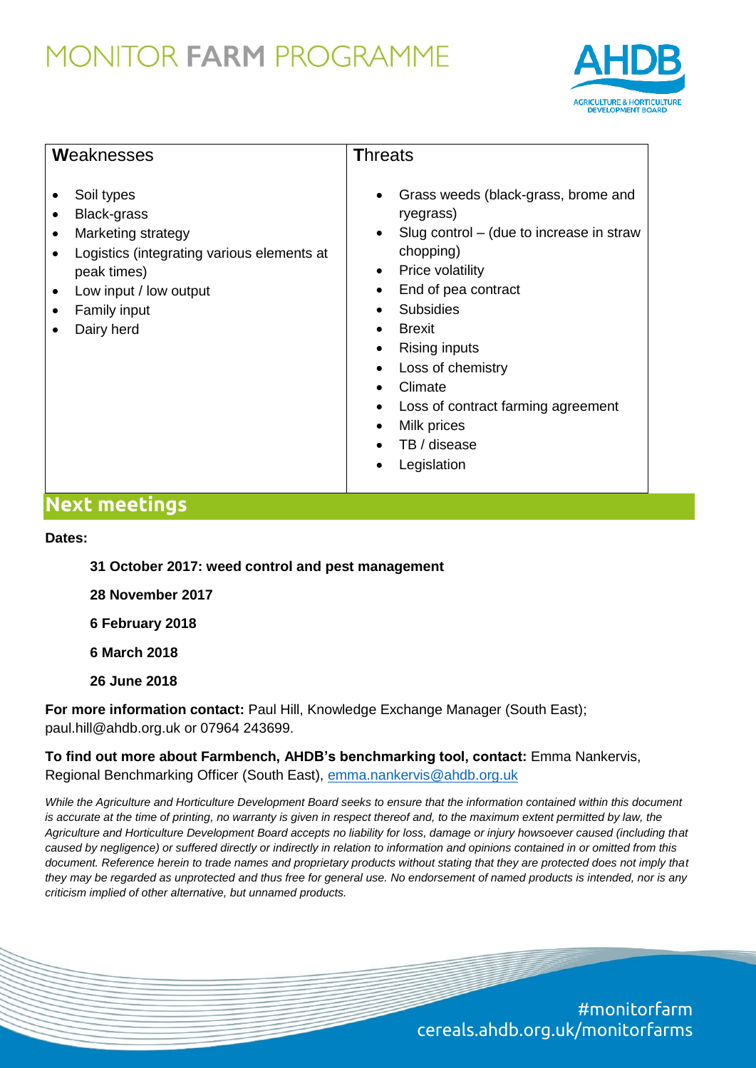| Weaknesses | Threats |
|---|---|
| • Soil types<br>• Black-grass<br>• Marketing strategy<br>• Logistics (integrating various elements at peak times)<br>• Low input / low output<br>• Family input<br>• Dairy herd | • Grass weeds (black-grass, brome and ryegrass)<br>• Slug control – (due to increase in straw chopping)<br>• Price volatility<br>• End of pea contract<br>• Subsidies<br>• Brexit<br>• Rising inputs<br>• Loss of chemistry<br>• Climate<br>• Loss of contract farming agreement<br>• Milk prices<br>• TB / disease<br>• Legislation |

## Next meetings

**Dates:**

**31 October 2017: weed control and pest management**

**28 November 2017**

**6 February 2018**

**6 March 2018**

**26 June 2018**

**For more information contact:** Paul Hill, Knowledge Exchange Manager (South East); paul.hill@ahdb.org.uk or 07964 243699.

**To find out more about Farmbench, AHDB's benchmarking tool, contact:** Emma Nankervis, Regional Benchmarking Officer (South East), emma.nankervis@ahdb.org.uk

*While the Agriculture and Horticulture Development Board seeks to ensure that the information contained within this document is accurate at the time of printing, no warranty is given in respect thereof and, to the maximum extent permitted by law, the Agriculture and Horticulture Development Board accepts no liability for loss, damage or injury howsoever caused (including that caused by negligence) or suffered directly or indirectly in relation to information and opinions contained in or omitted from this document. Reference herein to trade names and proprietary products without stating that they are protected does not imply that they may be regarded as unprotected and thus free for general use. No endorsement of named products is intended, nor is any criticism implied of other alternative, but unnamed products.*

#monitorfarm
cereals.ahdb.org.uk/monitorfarms